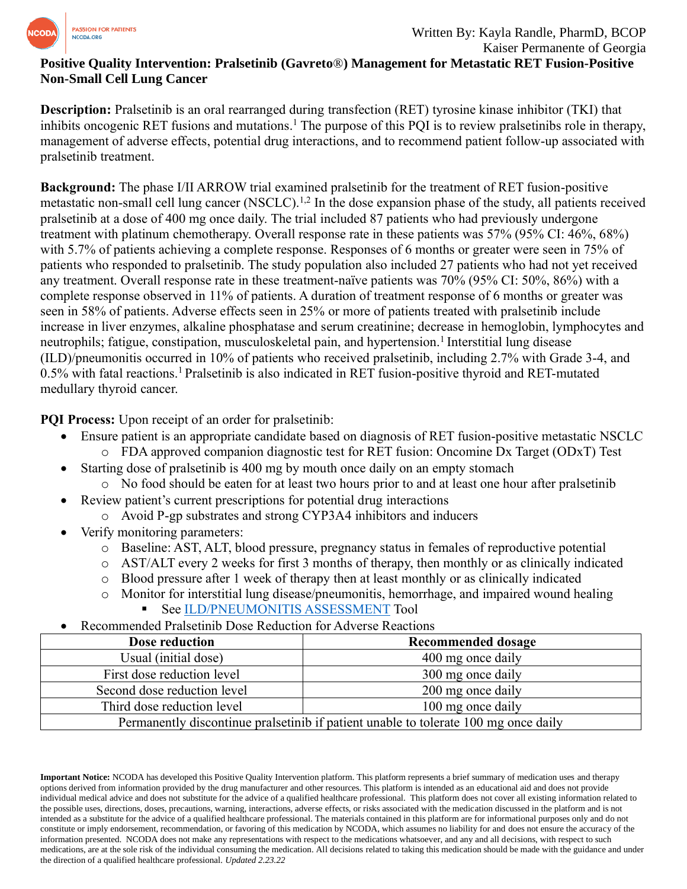Written By: Kayla Randle, PharmD, BCOP
Kaiser Permanente of Georgia

# Positive Quality Intervention: Pralsetinib (Gavreto®) Management for Metastatic RET Fusion-Positive Non-Small Cell Lung Cancer

**Description:** Pralsetinib is an oral rearranged during transfection (RET) tyrosine kinase inhibitor (TKI) that inhibits oncogenic RET fusions and mutations.[1] The purpose of this PQI is to review pralsetinibs role in therapy, management of adverse effects, potential drug interactions, and to recommend patient follow-up associated with pralsetinib treatment.

**Background:** The phase I/II ARROW trial examined pralsetinib for the treatment of RET fusion-positive metastatic non-small cell lung cancer (NSCLC).[1,2] In the dose expansion phase of the study, all patients received pralsetinib at a dose of 400 mg once daily. The trial included 87 patients who had previously undergone treatment with platinum chemotherapy. Overall response rate in these patients was 57% (95% CI: 46%, 68%) with 5.7% of patients achieving a complete response. Responses of 6 months or greater were seen in 75% of patients who responded to pralsetinib. The study population also included 27 patients who had not yet received any treatment. Overall response rate in these treatment-naïve patients was 70% (95% CI: 50%, 86%) with a complete response observed in 11% of patients. A duration of treatment response of 6 months or greater was seen in 58% of patients. Adverse effects seen in 25% or more of patients treated with pralsetinib include increase in liver enzymes, alkaline phosphatase and serum creatinine; decrease in hemoglobin, lymphocytes and neutrophils; fatigue, constipation, musculoskeletal pain, and hypertension.[1] Interstitial lung disease (ILD)/pneumonitis occurred in 10% of patients who received pralsetinib, including 2.7% with Grade 3-4, and 0.5% with fatal reactions.[1] Pralsetinib is also indicated in RET fusion-positive thyroid and RET-mutated medullary thyroid cancer.

**PQI Process:** Upon receipt of an order for pralsetinib:

- Ensure patient is an appropriate candidate based on diagnosis of RET fusion-positive metastatic NSCLC
  - FDA approved companion diagnostic test for RET fusion: Oncomine Dx Target (ODxT) Test
- Starting dose of pralsetinib is 400 mg by mouth once daily on an empty stomach
  - No food should be eaten for at least two hours prior to and at least one hour after pralsetinib
- Review patient's current prescriptions for potential drug interactions
  - Avoid P-gp substrates and strong CYP3A4 inhibitors and inducers
- Verify monitoring parameters:
  - Baseline: AST, ALT, blood pressure, pregnancy status in females of reproductive potential
  - AST/ALT every 2 weeks for first 3 months of therapy, then monthly or as clinically indicated
  - Blood pressure after 1 week of therapy then at least monthly or as clinically indicated
  - Monitor for interstitial lung disease/pneumonitis, hemorrhage, and impaired wound healing
    - See [ILD/PNEUMONITIS ASSESSMENT]() Tool
- Recommended Pralsetinib Dose Reduction for Adverse Reactions

| Dose reduction | Recommended dosage |
|---|---|
| Usual (initial dose) | 400 mg once daily |
| First dose reduction level | 300 mg once daily |
| Second dose reduction level | 200 mg once daily |
| Third dose reduction level | 100 mg once daily |
| Permanently discontinue pralsetinib if patient unable to tolerate 100 mg once daily | |

**Important Notice:** NCODA has developed this Positive Quality Intervention platform. This platform represents a brief summary of medication uses and therapy options derived from information provided by the drug manufacturer and other resources. This platform is intended as an educational aid and does not provide individual medical advice and does not substitute for the advice of a qualified healthcare professional. This platform does not cover all existing information related to the possible uses, directions, doses, precautions, warning, interactions, adverse effects, or risks associated with the medication discussed in the platform and is not intended as a substitute for the advice of a qualified healthcare professional. The materials contained in this platform are for informational purposes only and do not constitute or imply endorsement, recommendation, or favoring of this medication by NCODA, which assumes no liability for and does not ensure the accuracy of the information presented. NCODA does not make any representations with respect to the medications whatsoever, and any and all decisions, with respect to such medications, are at the sole risk of the individual consuming the medication. All decisions related to taking this medication should be made with the guidance and under the direction of a qualified healthcare professional. *Updated 2.23.22*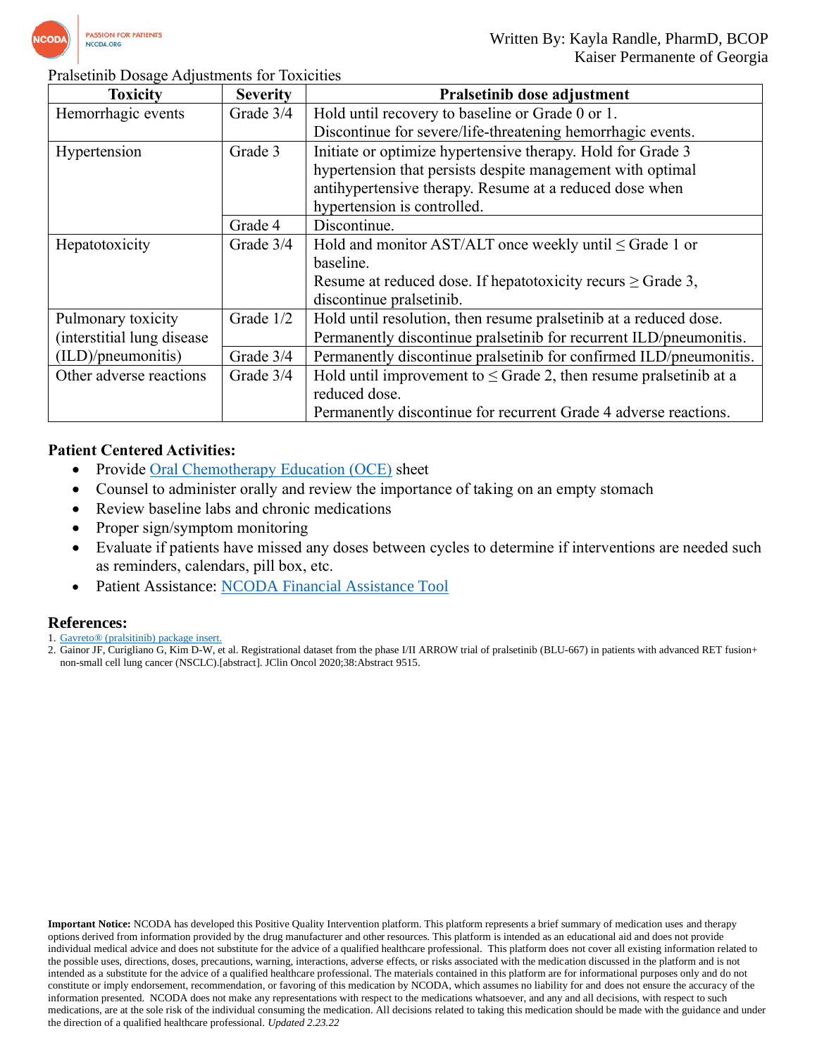Pralsetinib Dosage Adjustments for Toxicities

| Toxicity | Severity | Pralsetinib dose adjustment |
|---|---|---|
| Hemorrhagic events | Grade 3/4 | Hold until recovery to baseline or Grade 0 or 1. Discontinue for severe/life-threatening hemorrhagic events. |
| Hypertension | Grade 3 | Initiate or optimize hypertensive therapy. Hold for Grade 3 hypertension that persists despite management with optimal antihypertensive therapy. Resume at a reduced dose when hypertension is controlled. |
| | Grade 4 | Discontinue. |
| Hepatotoxicity | Grade 3/4 | Hold and monitor AST/ALT once weekly until ≤ Grade 1 or baseline. Resume at reduced dose. If hepatotoxicity recurs ≥ Grade 3, discontinue pralsetinib. |
| Pulmonary toxicity (interstitial lung disease (ILD)/pneumonitis) | Grade 1/2 | Hold until resolution, then resume pralsetinib at a reduced dose. Permanently discontinue pralsetinib for recurrent ILD/pneumonitis. |
| | Grade 3/4 | Permanently discontinue pralsetinib for confirmed ILD/pneumonitis. |
| Other adverse reactions | Grade 3/4 | Hold until improvement to ≤ Grade 2, then resume pralsetinib at a reduced dose. Permanently discontinue for recurrent Grade 4 adverse reactions. |

**Patient Centered Activities:**

- Provide Oral Chemotherapy Education (OCE) sheet
- Counsel to administer orally and review the importance of taking on an empty stomach
- Review baseline labs and chronic medications
- Proper sign/symptom monitoring
- Evaluate if patients have missed any doses between cycles to determine if interventions are needed such as reminders, calendars, pill box, etc.
- Patient Assistance: NCODA Financial Assistance Tool

**References:**

1. Gavreto® (pralsitinib) package insert.
2. Gainor JF, Curigliano G, Kim D-W, et al. Registrational dataset from the phase I/II ARROW trial of pralsetinib (BLU-667) in patients with advanced RET fusion+ non-small cell lung cancer (NSCLC).[abstract]. JClin Oncol 2020;38:Abstract 9515.

**Important Notice:** NCODA has developed this Positive Quality Intervention platform. This platform represents a brief summary of medication uses and therapy options derived from information provided by the drug manufacturer and other resources. This platform is intended as an educational aid and does not provide individual medical advice and does not substitute for the advice of a qualified healthcare professional. This platform does not cover all existing information related to the possible uses, directions, doses, precautions, warning, interactions, adverse effects, or risks associated with the medication discussed in the platform and is not intended as a substitute for the advice of a qualified healthcare professional. The materials contained in this platform are for informational purposes only and do not constitute or imply endorsement, recommendation, or favoring of this medication by NCODA, which assumes no liability for and does not ensure the accuracy of the information presented. NCODA does not make any representations with respect to the medications whatsoever, and any and all decisions, with respect to such medications, are at the sole risk of the individual consuming the medication. All decisions related to taking this medication should be made with the guidance and under the direction of a qualified healthcare professional. *Updated 2.23.22*